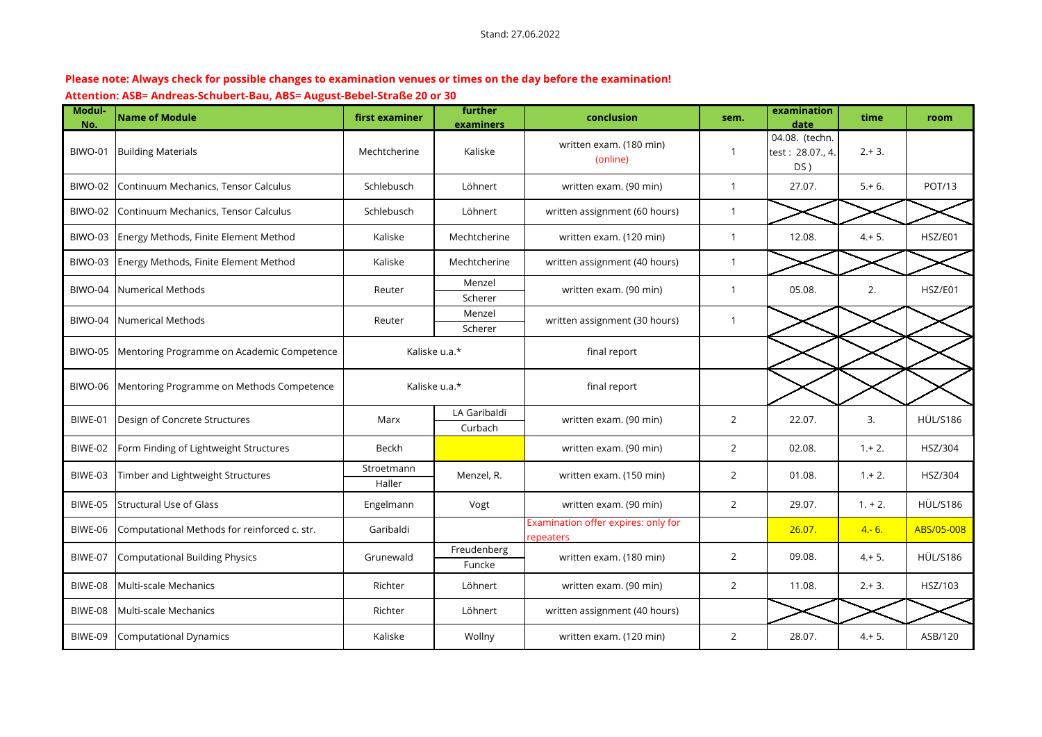Stand: 27.06.2022

**Please note: Always check for possible changes to examination venues or times on the day before the examination!**

**Attention: ASB= Andreas-Schubert-Bau, ABS= August-Bebel-Straße 20 or 30**

| Modul-No. | Name of Module | first examiner | further examiners | conclusion | sem. | examination date | time | room |
|---|---|---|---|---|---|---|---|---|
| BIWO-01 | Building Materials | Mechtcherine | Kaliske | written exam. (180 min) (online) | 1 | 04.08. (techn. test : 28.07., 4. DS ) | 2.+ 3. | |
| BIWO-02 | Continuum Mechanics, Tensor Calculus | Schlebusch | Löhnert | written exam. (90 min) | 1 | 27.07. | 5.+ 6. | POT/13 |
| BIWO-02 | Continuum Mechanics, Tensor Calculus | Schlebusch | Löhnert | written assignment (60 hours) | 1 | | | |
| BIWO-03 | Energy Methods, Finite Element Method | Kaliske | Mechtcherine | written exam. (120 min) | 1 | 12.08. | 4.+ 5. | HSZ/E01 |
| BIWO-03 | Energy Methods, Finite Element Method | Kaliske | Mechtcherine | written assignment (40 hours) | 1 | | | |
| BIWO-04 | Numerical Methods | Reuter | Menzel<br>Scherer | written exam. (90 min) | 1 | 05.08. | 2. | HSZ/E01 |
| BIWO-04 | Numerical Methods | Reuter | Menzel<br>Scherer | written assignment (30 hours) | 1 | | | |
| BIWO-05 | Mentoring Programme on Academic Competence | Kaliske u.a.* | | final report | | | | |
| BIWO-06 | Mentoring Programme on Methods Competence | Kaliske u.a.* | | final report | | | | |
| BIWE-01 | Design of Concrete Structures | Marx | LA Garibaldi<br>Curbach | written exam. (90 min) | 2 | 22.07. | 3. | HÜL/S186 |
| BIWE-02 | Form Finding of Lightweight Structures | Beckh | | written exam. (90 min) | 2 | 02.08. | 1.+ 2. | HSZ/304 |
| BIWE-03 | Timber and Lightweight Structures | Stroetmann<br>Haller | Menzel, R. | written exam. (150 min) | 2 | 01.08. | 1.+ 2. | HSZ/304 |
| BIWE-05 | Structural Use of Glass | Engelmann | Vogt | written exam. (90 min) | 2 | 29.07. | 1. + 2. | HÜL/S186 |
| BIWE-06 | Computational Methods for reinforced c. str. | Garibaldi | | Examination offer expires: only for repeaters | | 26.07. | 4.- 6. | ABS/05-008 |
| BIWE-07 | Computational Building Physics | Grunewald | Freudenberg<br>Funcke | written exam. (180 min) | 2 | 09.08. | 4.+ 5. | HÜL/S186 |
| BIWE-08 | Multi-scale Mechanics | Richter | Löhnert | written exam. (90 min) | 2 | 11.08. | 2.+ 3. | HSZ/103 |
| BIWE-08 | Multi-scale Mechanics | Richter | Löhnert | written assignment (40 hours) | | | | |
| BIWE-09 | Computational Dynamics | Kaliske | Wollny | written exam. (120 min) | 2 | 28.07. | 4.+ 5. | ASB/120 |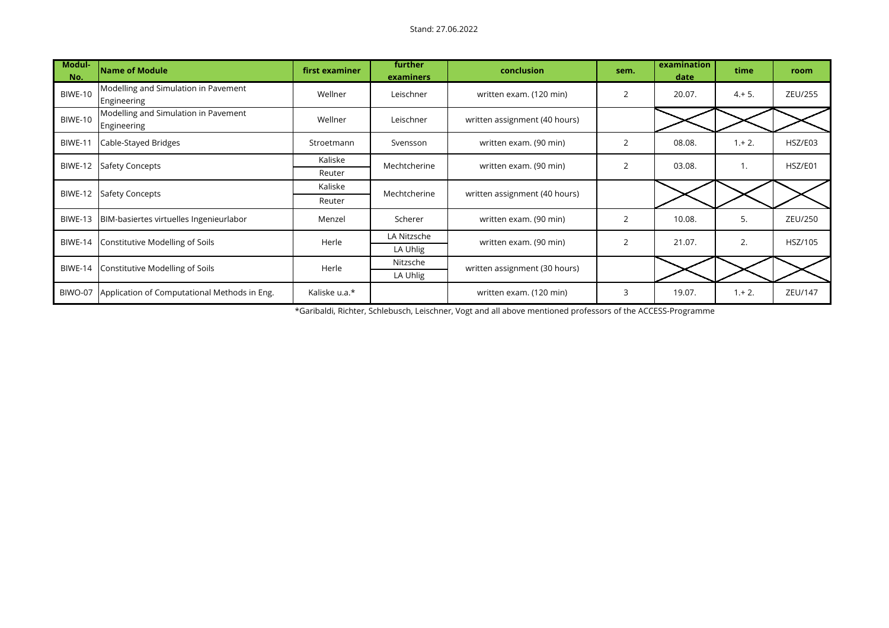Stand: 27.06.2022

| Modul-No. | Name of Module | first examiner | further examiners | conclusion | sem. | examination date | time | room |
|---|---|---|---|---|---|---|---|---|
| BIWE-10 | Modelling and Simulation in Pavement Engineering | Wellner | Leischner | written exam. (120 min) | 2 | 20.07. | 4.+ 5. | ZEU/255 |
| BIWE-10 | Modelling and Simulation in Pavement Engineering | Wellner | Leischner | written assignment (40 hours) | | | | |
| BIWE-11 | Cable-Stayed Bridges | Stroetmann | Svensson | written exam. (90 min) | 2 | 08.08. | 1.+ 2. | HSZ/E03 |
| BIWE-12 | Safety Concepts | Kaliske<br>Reuter | Mechtcherine | written exam. (90 min) | 2 | 03.08. | 1. | HSZ/E01 |
| BIWE-12 | Safety Concepts | Kaliske<br>Reuter | Mechtcherine | written assignment (40 hours) | | | | |
| BIWE-13 | BIM-basiertes virtuelles Ingenieurlabor | Menzel | Scherer | written exam. (90 min) | 2 | 10.08. | 5. | ZEU/250 |
| BIWE-14 | Constitutive Modelling of Soils | Herle | LA Nitzsche<br>LA Uhlig | written exam. (90 min) | 2 | 21.07. | 2. | HSZ/105 |
| BIWE-14 | Constitutive Modelling of Soils | Herle | Nitzsche<br>LA Uhlig | written assignment (30 hours) | | | | |
| BIWO-07 | Application of Computational Methods in Eng. | Kaliske u.a.* | | written exam. (120 min) | 3 | 19.07. | 1.+ 2. | ZEU/147 |

*Garibaldi, Richter, Schlebusch, Leischner, Vogt and all above mentioned professors of the ACCESS-Programme